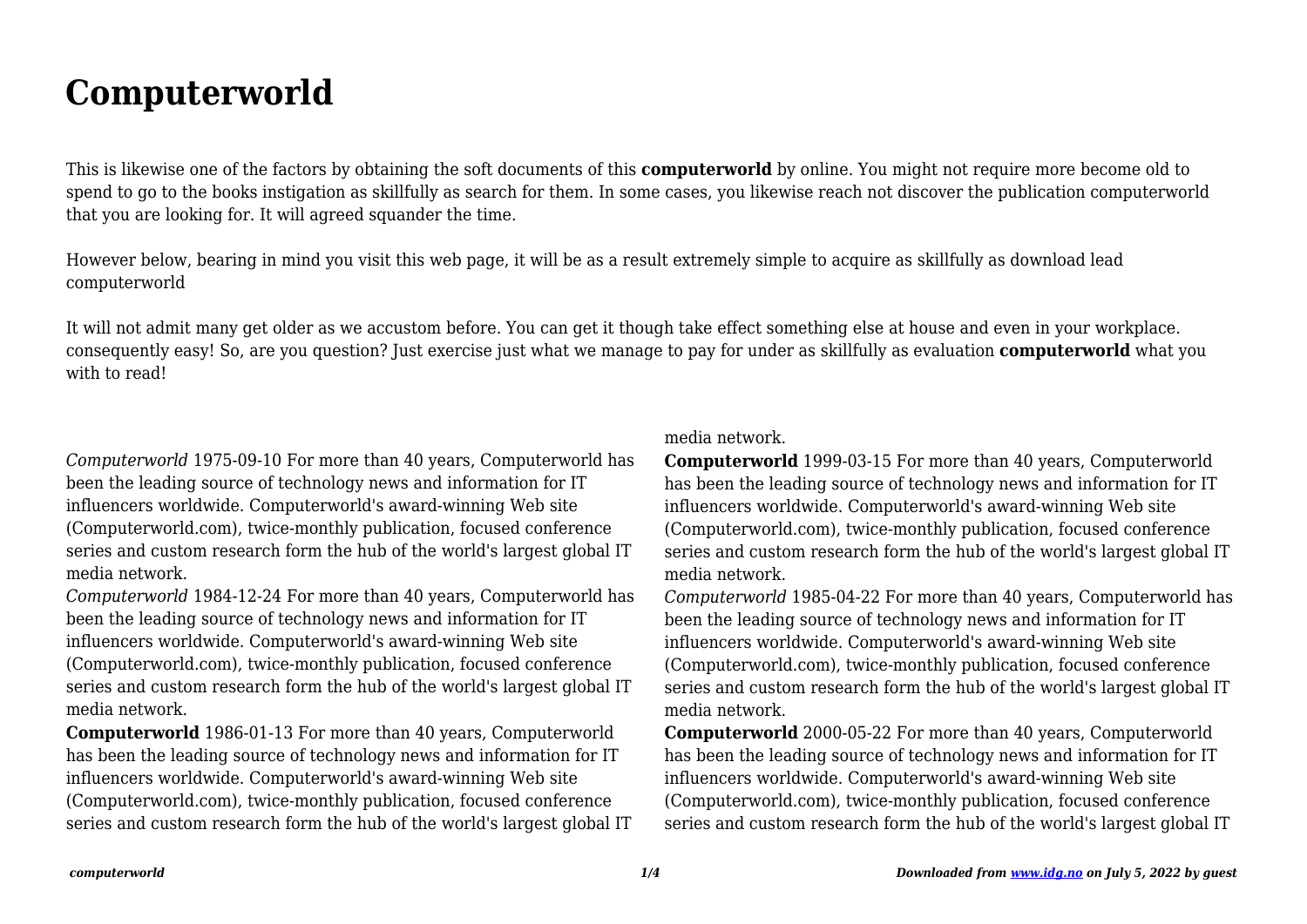# Computerworld

This is likewise one of the factors by obtaining the soft documents of this **computerworld** by online. You might not require more become old to spend to go to the books instigation as skillfully as search for them. In some cases, you likewise reach not discover the publication computerworld that you are looking for. It will agreed squander the time.

However below, bearing in mind you visit this web page, it will be as a result extremely simple to acquire as skillfully as download lead computerworld

It will not admit many get older as we accustom before. You can get it though take effect something else at house and even in your workplace. consequently easy! So, are you question? Just exercise just what we manage to pay for under as skillfully as evaluation **computerworld** what you with to read!

*Computerworld* 1975-09-10 For more than 40 years, Computerworld has been the leading source of technology news and information for IT influencers worldwide. Computerworld's award-winning Web site (Computerworld.com), twice-monthly publication, focused conference series and custom research form the hub of the world's largest global IT media network.

*Computerworld* 1984-12-24 For more than 40 years, Computerworld has been the leading source of technology news and information for IT influencers worldwide. Computerworld's award-winning Web site (Computerworld.com), twice-monthly publication, focused conference series and custom research form the hub of the world's largest global IT media network.

**Computerworld** 1986-01-13 For more than 40 years, Computerworld has been the leading source of technology news and information for IT influencers worldwide. Computerworld's award-winning Web site (Computerworld.com), twice-monthly publication, focused conference series and custom research form the hub of the world's largest global IT media network.

**Computerworld** 1999-03-15 For more than 40 years, Computerworld has been the leading source of technology news and information for IT influencers worldwide. Computerworld's award-winning Web site (Computerworld.com), twice-monthly publication, focused conference series and custom research form the hub of the world's largest global IT media network.

*Computerworld* 1985-04-22 For more than 40 years, Computerworld has been the leading source of technology news and information for IT influencers worldwide. Computerworld's award-winning Web site (Computerworld.com), twice-monthly publication, focused conference series and custom research form the hub of the world's largest global IT media network.

**Computerworld** 2000-05-22 For more than 40 years, Computerworld has been the leading source of technology news and information for IT influencers worldwide. Computerworld's award-winning Web site (Computerworld.com), twice-monthly publication, focused conference series and custom research form the hub of the world's largest global IT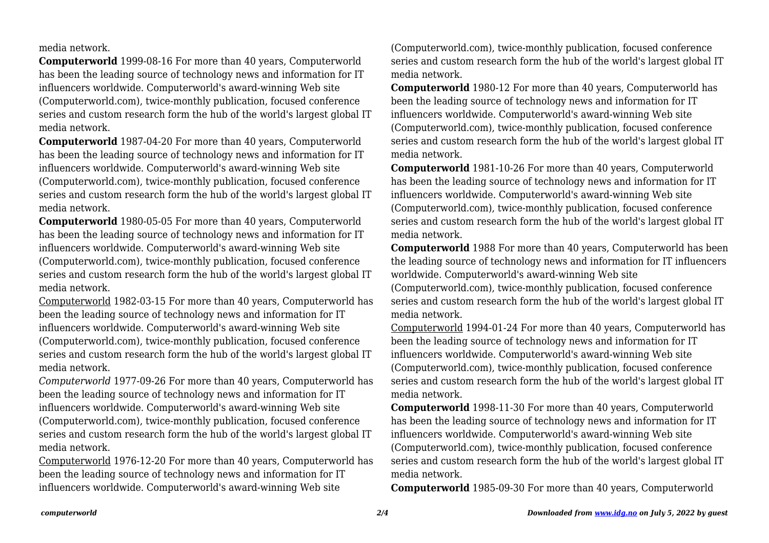media network.

**Computerworld** 1999-08-16 For more than 40 years, Computerworld has been the leading source of technology news and information for IT influencers worldwide. Computerworld's award-winning Web site (Computerworld.com), twice-monthly publication, focused conference series and custom research form the hub of the world's largest global IT media network.

**Computerworld** 1987-04-20 For more than 40 years, Computerworld has been the leading source of technology news and information for IT influencers worldwide. Computerworld's award-winning Web site (Computerworld.com), twice-monthly publication, focused conference series and custom research form the hub of the world's largest global IT media network.

**Computerworld** 1980-05-05 For more than 40 years, Computerworld has been the leading source of technology news and information for IT influencers worldwide. Computerworld's award-winning Web site (Computerworld.com), twice-monthly publication, focused conference series and custom research form the hub of the world's largest global IT media network.

Computerworld 1982-03-15 For more than 40 years, Computerworld has been the leading source of technology news and information for IT influencers worldwide. Computerworld's award-winning Web site (Computerworld.com), twice-monthly publication, focused conference series and custom research form the hub of the world's largest global IT media network.

*Computerworld* 1977-09-26 For more than 40 years, Computerworld has been the leading source of technology news and information for IT influencers worldwide. Computerworld's award-winning Web site (Computerworld.com), twice-monthly publication, focused conference series and custom research form the hub of the world's largest global IT media network.

Computerworld 1976-12-20 For more than 40 years, Computerworld has been the leading source of technology news and information for IT influencers worldwide. Computerworld's award-winning Web site (Computerworld.com), twice-monthly publication, focused conference series and custom research form the hub of the world's largest global IT media network.

**Computerworld** 1980-12 For more than 40 years, Computerworld has been the leading source of technology news and information for IT influencers worldwide. Computerworld's award-winning Web site (Computerworld.com), twice-monthly publication, focused conference series and custom research form the hub of the world's largest global IT media network.

**Computerworld** 1981-10-26 For more than 40 years, Computerworld has been the leading source of technology news and information for IT influencers worldwide. Computerworld's award-winning Web site (Computerworld.com), twice-monthly publication, focused conference series and custom research form the hub of the world's largest global IT media network.

**Computerworld** 1988 For more than 40 years, Computerworld has been the leading source of technology news and information for IT influencers worldwide. Computerworld's award-winning Web site (Computerworld.com), twice-monthly publication, focused conference series and custom research form the hub of the world's largest global IT media network.

Computerworld 1994-01-24 For more than 40 years, Computerworld has been the leading source of technology news and information for IT influencers worldwide. Computerworld's award-winning Web site (Computerworld.com), twice-monthly publication, focused conference series and custom research form the hub of the world's largest global IT media network.

**Computerworld** 1998-11-30 For more than 40 years, Computerworld has been the leading source of technology news and information for IT influencers worldwide. Computerworld's award-winning Web site (Computerworld.com), twice-monthly publication, focused conference series and custom research form the hub of the world's largest global IT media network.

**Computerworld** 1985-09-30 For more than 40 years, Computerworld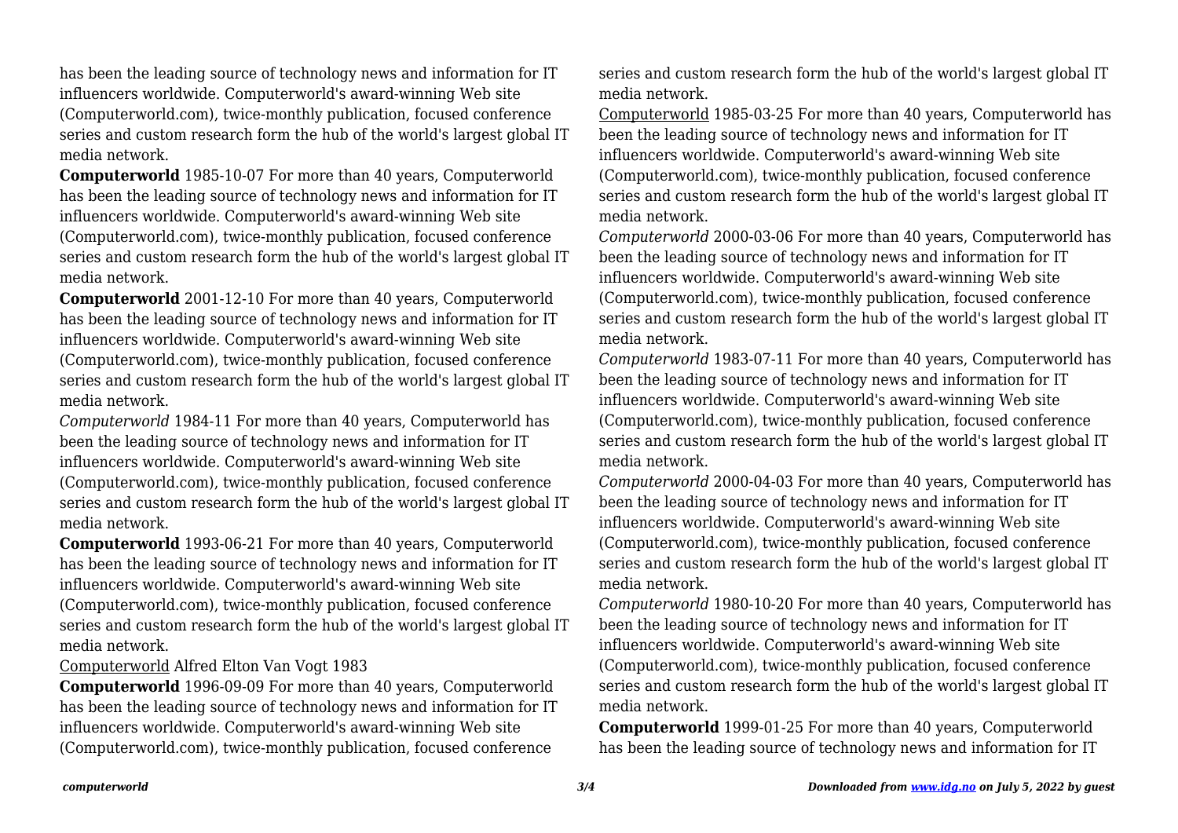has been the leading source of technology news and information for IT influencers worldwide. Computerworld's award-winning Web site (Computerworld.com), twice-monthly publication, focused conference series and custom research form the hub of the world's largest global IT media network.

**Computerworld** 1985-10-07 For more than 40 years, Computerworld has been the leading source of technology news and information for IT influencers worldwide. Computerworld's award-winning Web site (Computerworld.com), twice-monthly publication, focused conference series and custom research form the hub of the world's largest global IT media network.

**Computerworld** 2001-12-10 For more than 40 years, Computerworld has been the leading source of technology news and information for IT influencers worldwide. Computerworld's award-winning Web site (Computerworld.com), twice-monthly publication, focused conference series and custom research form the hub of the world's largest global IT media network.

*Computerworld* 1984-11 For more than 40 years, Computerworld has been the leading source of technology news and information for IT influencers worldwide. Computerworld's award-winning Web site (Computerworld.com), twice-monthly publication, focused conference series and custom research form the hub of the world's largest global IT media network.

**Computerworld** 1993-06-21 For more than 40 years, Computerworld has been the leading source of technology news and information for IT influencers worldwide. Computerworld's award-winning Web site (Computerworld.com), twice-monthly publication, focused conference series and custom research form the hub of the world's largest global IT media network.

Computerworld Alfred Elton Van Vogt 1983

**Computerworld** 1996-09-09 For more than 40 years, Computerworld has been the leading source of technology news and information for IT influencers worldwide. Computerworld's award-winning Web site (Computerworld.com), twice-monthly publication, focused conference series and custom research form the hub of the world's largest global IT media network.

Computerworld 1985-03-25 For more than 40 years, Computerworld has been the leading source of technology news and information for IT influencers worldwide. Computerworld's award-winning Web site (Computerworld.com), twice-monthly publication, focused conference series and custom research form the hub of the world's largest global IT media network.

*Computerworld* 2000-03-06 For more than 40 years, Computerworld has been the leading source of technology news and information for IT influencers worldwide. Computerworld's award-winning Web site (Computerworld.com), twice-monthly publication, focused conference series and custom research form the hub of the world's largest global IT media network.

*Computerworld* 1983-07-11 For more than 40 years, Computerworld has been the leading source of technology news and information for IT influencers worldwide. Computerworld's award-winning Web site (Computerworld.com), twice-monthly publication, focused conference series and custom research form the hub of the world's largest global IT media network.

*Computerworld* 2000-04-03 For more than 40 years, Computerworld has been the leading source of technology news and information for IT influencers worldwide. Computerworld's award-winning Web site (Computerworld.com), twice-monthly publication, focused conference series and custom research form the hub of the world's largest global IT media network.

*Computerworld* 1980-10-20 For more than 40 years, Computerworld has been the leading source of technology news and information for IT influencers worldwide. Computerworld's award-winning Web site (Computerworld.com), twice-monthly publication, focused conference series and custom research form the hub of the world's largest global IT media network.

**Computerworld** 1999-01-25 For more than 40 years, Computerworld has been the leading source of technology news and information for IT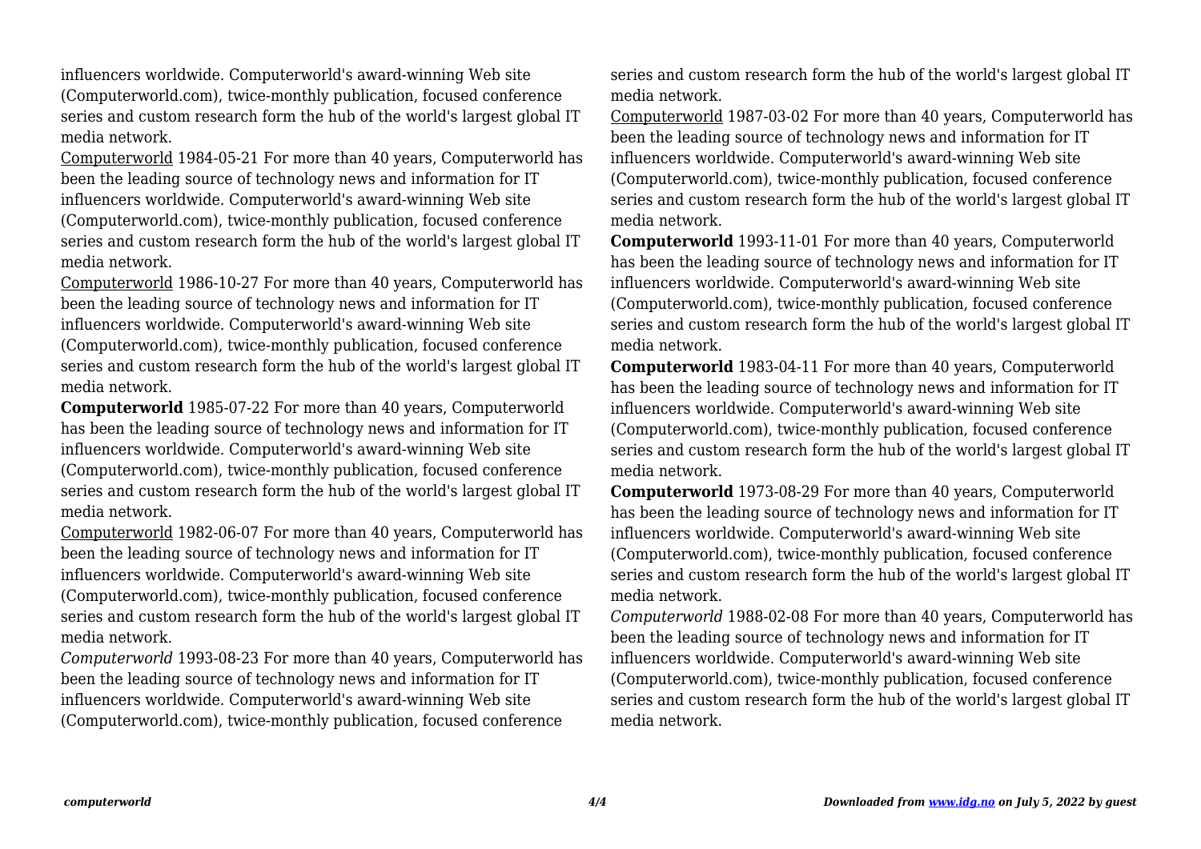influencers worldwide. Computerworld's award-winning Web site (Computerworld.com), twice-monthly publication, focused conference series and custom research form the hub of the world's largest global IT media network.

Computerworld 1984-05-21 For more than 40 years, Computerworld has been the leading source of technology news and information for IT influencers worldwide. Computerworld's award-winning Web site (Computerworld.com), twice-monthly publication, focused conference series and custom research form the hub of the world's largest global IT media network.

Computerworld 1986-10-27 For more than 40 years, Computerworld has been the leading source of technology news and information for IT influencers worldwide. Computerworld's award-winning Web site (Computerworld.com), twice-monthly publication, focused conference series and custom research form the hub of the world's largest global IT media network.

**Computerworld** 1985-07-22 For more than 40 years, Computerworld has been the leading source of technology news and information for IT influencers worldwide. Computerworld's award-winning Web site (Computerworld.com), twice-monthly publication, focused conference series and custom research form the hub of the world's largest global IT media network.

Computerworld 1982-06-07 For more than 40 years, Computerworld has been the leading source of technology news and information for IT influencers worldwide. Computerworld's award-winning Web site (Computerworld.com), twice-monthly publication, focused conference series and custom research form the hub of the world's largest global IT media network.

*Computerworld* 1993-08-23 For more than 40 years, Computerworld has been the leading source of technology news and information for IT influencers worldwide. Computerworld's award-winning Web site (Computerworld.com), twice-monthly publication, focused conference series and custom research form the hub of the world's largest global IT media network.

Computerworld 1987-03-02 For more than 40 years, Computerworld has been the leading source of technology news and information for IT influencers worldwide. Computerworld's award-winning Web site (Computerworld.com), twice-monthly publication, focused conference series and custom research form the hub of the world's largest global IT media network.

**Computerworld** 1993-11-01 For more than 40 years, Computerworld has been the leading source of technology news and information for IT influencers worldwide. Computerworld's award-winning Web site (Computerworld.com), twice-monthly publication, focused conference series and custom research form the hub of the world's largest global IT media network.

**Computerworld** 1983-04-11 For more than 40 years, Computerworld has been the leading source of technology news and information for IT influencers worldwide. Computerworld's award-winning Web site (Computerworld.com), twice-monthly publication, focused conference series and custom research form the hub of the world's largest global IT media network.

**Computerworld** 1973-08-29 For more than 40 years, Computerworld has been the leading source of technology news and information for IT influencers worldwide. Computerworld's award-winning Web site (Computerworld.com), twice-monthly publication, focused conference series and custom research form the hub of the world's largest global IT media network.

*Computerworld* 1988-02-08 For more than 40 years, Computerworld has been the leading source of technology news and information for IT influencers worldwide. Computerworld's award-winning Web site (Computerworld.com), twice-monthly publication, focused conference series and custom research form the hub of the world's largest global IT media network.